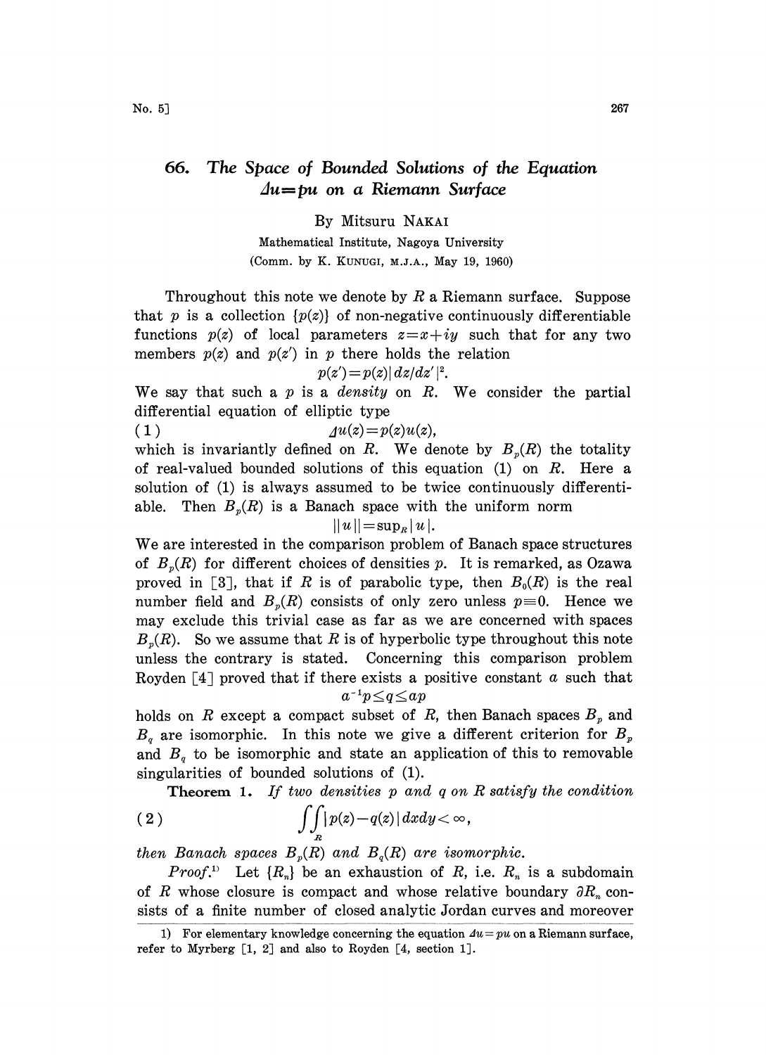# 66. The Space of Bounded Solutions of the Equation $\Delta u = pu$ on a Riemann Surface

By Mitsuru NAKAI

Mathematical Institute, Nagoya University

(Comm. by K. KUNUGI, M.J.A., May 19, 1960)

Throughout this note we denote by $R$ a Riemann surface. Suppose that $p$ is a collection $\{p(z)\}$ of non-negative continuously differentiable functions $p(z)$ of local parameters $z=x+iy$ such that for any two members $p(z)$ and $p(z')$ in $p$ there holds the relation

$$p(z') = p(z)|dz/dz'|^2.$$

We say that such a $p$ is a *density* on $R$. We consider the partial differential equation of elliptic type

$$(1) \qquad \Delta u(z) = p(z)u(z),$$

which is invariantly defined on $R$. We denote by $B_p(R)$ the totality of real-valued bounded solutions of this equation (1) on $R$. Here a solution of (1) is always assumed to be twice continuously differentiable. Then $B_p(R)$ is a Banach space with the uniform norm

$$\|u\| = \sup_R |u|.$$

We are interested in the comparison problem of Banach space structures of $B_p(R)$ for different choices of densities $p$. It is remarked, as Ozawa proved in [3], that if $R$ is of parabolic type, then $B_0(R)$ is the real number field and $B_p(R)$ consists of only zero unless $p \equiv 0$. Hence we may exclude this trivial case as far as we are concerned with spaces $B_p(R)$. So we assume that $R$ is of hyperbolic type throughout this note unless the contrary is stated. Concerning this comparison problem Royden [4] proved that if there exists a positive constant $a$ such that

$$a^{-1}p \leq q \leq ap$$

holds on $R$ except a compact subset of $R$, then Banach spaces $B_p$ and $B_q$ are isomorphic. In this note we give a different criterion for $B_p$ and $B_q$ to be isomorphic and state an application of this to removable singularities of bounded solutions of (1).

**Theorem 1.** *If two densities $p$ and $q$ on $R$ satisfy the condition*

$$(2) \qquad \iint_R |p(z) - q(z)|\,dxdy < \infty,$$

*then Banach spaces $B_p(R)$ and $B_q(R)$ are isomorphic.*

*Proof.*[1] Let $\{R_n\}$ be an exhaustion of $R$, i.e. $R_n$ is a subdomain of $R$ whose closure is compact and whose relative boundary $\partial R_n$ consists of a finite number of closed analytic Jordan curves and moreover

---

1) For elementary knowledge concerning the equation $\Delta u = pu$ on a Riemann surface, refer to Myrberg [1, 2] and also to Royden [4, section 1].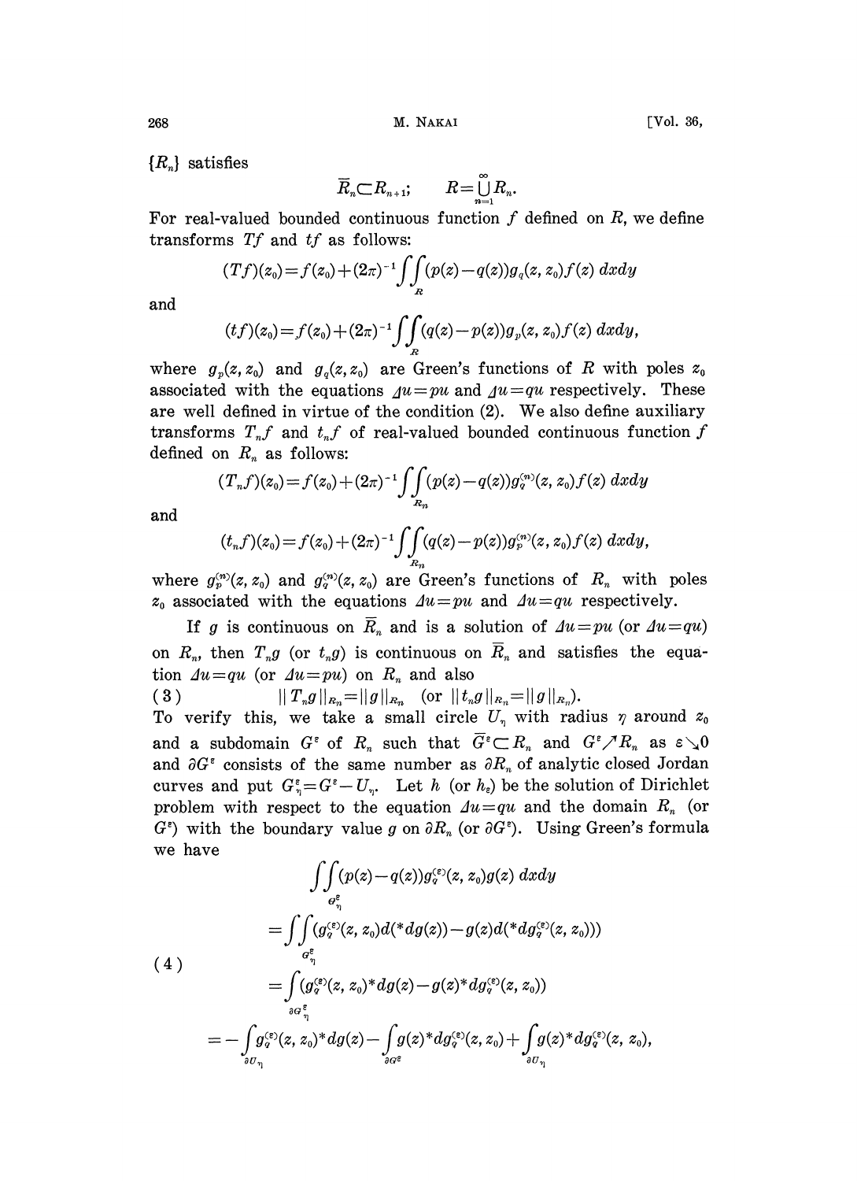$\{R_n\}$ satisfies

$$\bar{R}_n \subset R_{n+1}; \qquad R = \bigcup_{n=1}^{\infty} R_n.$$

For real-valued bounded continuous function $f$ defined on $R$, we define transforms $Tf$ and $tf$ as follows:

$$(Tf)(z_0) = f(z_0) + (2\pi)^{-1} \iint_R (p(z) - q(z)) g_q(z, z_0) f(z)\, dxdy$$

and

$$(tf)(z_0) = f(z_0) + (2\pi)^{-1} \iint_R (q(z) - p(z)) g_p(z, z_0) f(z)\, dxdy,$$

where $g_p(z, z_0)$ and $g_q(z, z_0)$ are Green's functions of $R$ with poles $z_0$ associated with the equations $\Delta u = pu$ and $\Delta u = qu$ respectively. These are well defined in virtue of the condition (2). We also define auxiliary transforms $T_n f$ and $t_n f$ of real-valued bounded continuous function $f$ defined on $R_n$ as follows:

$$(T_n f)(z_0) = f(z_0) + (2\pi)^{-1} \iint_{R_n} (p(z) - q(z)) g_q^{(n)}(z, z_0) f(z)\, dxdy$$

and

$$(t_n f)(z_0) = f(z_0) + (2\pi)^{-1} \iint_{R_n} (q(z) - p(z)) g_p^{(n)}(z, z_0) f(z)\, dxdy,$$

where $g_p^{(n)}(z, z_0)$ and $g_q^{(n)}(z, z_0)$ are Green's functions of $R_n$ with poles $z_0$ associated with the equations $\Delta u = pu$ and $\Delta u = qu$ respectively.

If $g$ is continuous on $\bar{R}_n$ and is a solution of $\Delta u = pu$ (or $\Delta u = qu$) on $R_n$, then $T_n g$ (or $t_n g$) is continuous on $\bar{R}_n$ and satisfies the equation $\Delta u = qu$ (or $\Delta u = pu$) on $R_n$ and also

$$(3) \qquad \| T_n g \|_{R_n} = \| g \|_{R_n} \quad (\text{or } \| t_n g \|_{R_n} = \| g \|_{R_n}).$$

To verify this, we take a small circle $U_\eta$ with radius $\eta$ around $z_0$ and a subdomain $G^\varepsilon$ of $R_n$ such that $\bar{G}^\varepsilon \subset R_n$ and $G^\varepsilon \nearrow R_n$ as $\varepsilon \searrow 0$ and $\partial G^\varepsilon$ consists of the same number as $\partial R_n$ of analytic closed Jordan curves and put $G_\eta^\varepsilon = G^\varepsilon - U_\eta$. Let $h$ (or $h_\varepsilon$) be the solution of Dirichlet problem with respect to the equation $\Delta u = qu$ and the domain $R_n$ (or $G^\varepsilon$) with the boundary value $g$ on $\partial R_n$ (or $\partial G^\varepsilon$). Using Green's formula we have

$$(4) \qquad \begin{aligned}
&\iint_{G_\eta^\varepsilon} (p(z) - q(z)) g_q^{(\varepsilon)}(z, z_0) g(z)\, dxdy \\
&= \iint_{G_\eta^\varepsilon} (g_q^{(\varepsilon)}(z, z_0) d(^*dg(z)) - g(z) d(^*dg_q^{(\varepsilon)}(z, z_0))) \\
&= \int_{\partial G_\eta^\varepsilon} (g_q^{(\varepsilon)}(z, z_0)\, ^*dg(z) - g(z)\, ^*dg_q^{(\varepsilon)}(z, z_0)) \\
&= -\int_{\partial U_\eta} g_q^{(\varepsilon)}(z, z_0)\, ^*dg(z) - \int_{\partial G^\varepsilon} g(z)\, ^*dg_q^{(\varepsilon)}(z, z_0) + \int_{\partial U_\eta} g(z)\, ^*dg_q^{(\varepsilon)}(z, z_0),
\end{aligned}$$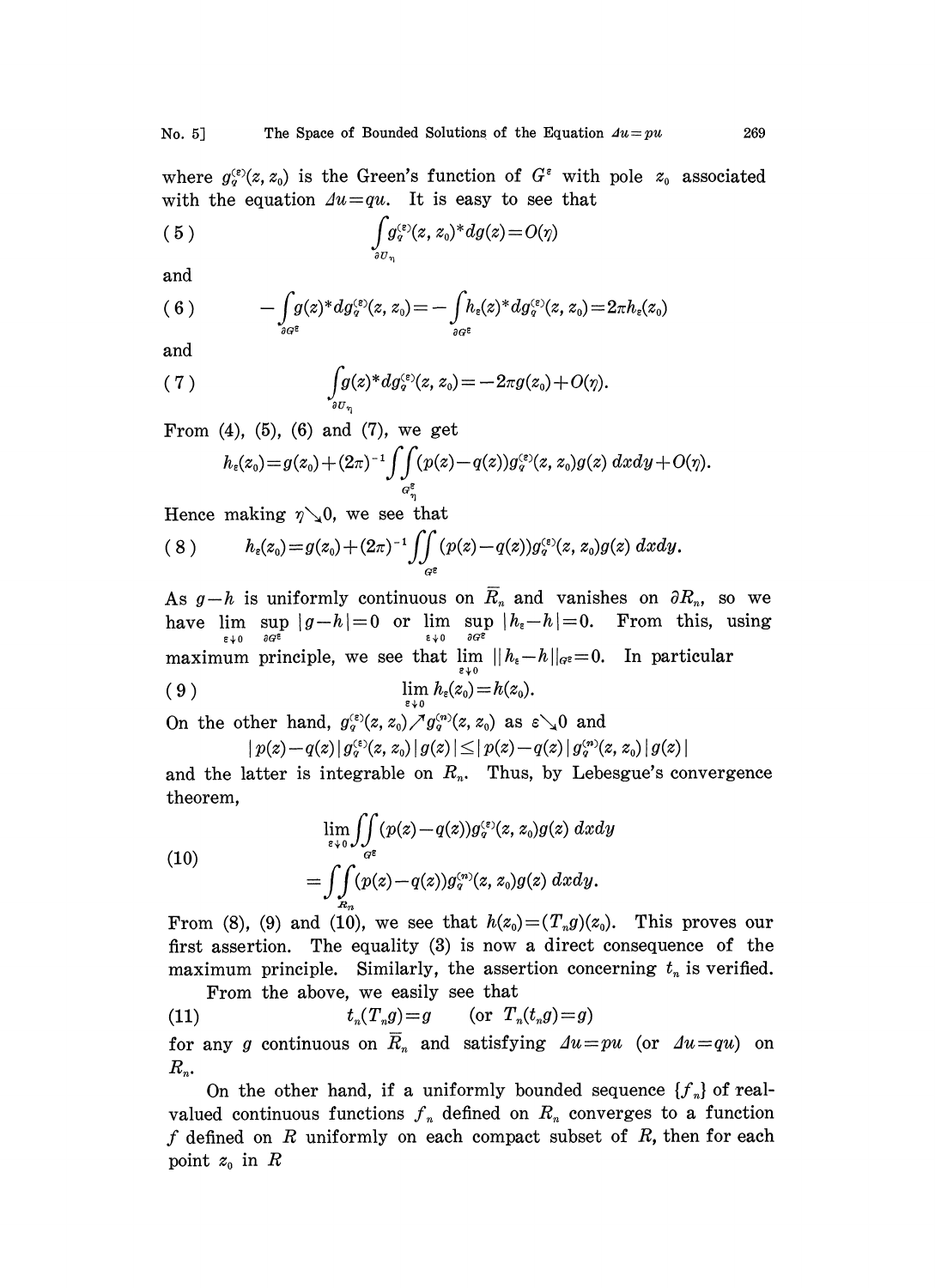where $g_q^{(\varepsilon)}(z, z_0)$ is the Green's function of $G^\varepsilon$ with pole $z_0$ associated with the equation $\Delta u = qu$. It is easy to see that

$$(5) \qquad \int_{\partial U_\eta} g_q^{(\varepsilon)}(z, z_0) {}^* dg(z) = O(\eta)$$

and

$$(6) \qquad -\int_{\partial G^\varepsilon} g(z) {}^* dg_q^{(\varepsilon)}(z, z_0) = -\int_{\partial G^\varepsilon} h_\varepsilon(z) {}^* dg_q^{(\varepsilon)}(z, z_0) = 2\pi h_\varepsilon(z_0)$$

and

$$(7) \qquad \int_{\partial U_\eta} g(z) {}^* dg_q^{(\varepsilon)}(z, z_0) = -2\pi g(z_0) + O(\eta).$$

From (4), (5), (6) and (7), we get

$$h_\varepsilon(z_0) = g(z_0) + (2\pi)^{-1} \iint_{G_\eta^\varepsilon} (p(z) - q(z)) g_q^{(\varepsilon)}(z, z_0) g(z)\, dxdy + O(\eta).$$

Hence making $\eta \searrow 0$, we see that

$$(8) \qquad h_\varepsilon(z_0) = g(z_0) + (2\pi)^{-1} \iint_{G^\varepsilon} (p(z) - q(z)) g_q^{(\varepsilon)}(z, z_0) g(z)\, dxdy.$$

As $g - h$ is uniformly continuous on $\bar{R}_n$ and vanishes on $\partial R_n$, so we have $\lim_{\varepsilon \downarrow 0} \sup_{\partial G^\varepsilon} |g - h| = 0$ or $\lim_{\varepsilon \downarrow 0} \sup_{\partial G^\varepsilon} |h_\varepsilon - h| = 0$. From this, using maximum principle, we see that $\lim_{\varepsilon \downarrow 0} \| h_\varepsilon - h \|_{G^\varepsilon} = 0$. In particular

$$(9) \qquad \lim_{\varepsilon \downarrow 0} h_\varepsilon(z_0) = h(z_0).$$

On the other hand, $g_q^{(\varepsilon)}(z, z_0) \nearrow g_q^{(n)}(z, z_0)$ as $\varepsilon \searrow 0$ and

$$|p(z) - q(z)| g_q^{(\varepsilon)}(z, z_0) |g(z)| \leq |p(z) - q(z)| g_q^{(n)}(z, z_0) |g(z)|$$

and the latter is integrable on $R_n$. Thus, by Lebesgue's convergence theorem,

$$(10) \qquad \begin{aligned} &\lim_{\varepsilon \downarrow 0} \iint_{G^\varepsilon} (p(z) - q(z)) g_q^{(\varepsilon)}(z, z_0) g(z)\, dxdy \\ &= \iint_{R_n} (p(z) - q(z)) g_q^{(n)}(z, z_0) g(z)\, dxdy. \end{aligned}$$

From (8), (9) and (10), we see that $h(z_0) = (T_n g)(z_0)$. This proves our first assertion. The equality (3) is now a direct consequence of the maximum principle. Similarly, the assertion concerning $t_n$ is verified.

From the above, we easily see that

$$(11) \qquad t_n(T_n g) = g \qquad (\text{or } T_n(t_n g) = g)$$

for any $g$ continuous on $\bar{R}_n$ and satisfying $\Delta u = pu$ (or $\Delta u = qu$) on $R_n$.

On the other hand, if a uniformly bounded sequence $\{f_n\}$ of real-valued continuous functions $f_n$ defined on $R_n$ converges to a function $f$ defined on $R$ uniformly on each compact subset of $R$, then for each point $z_0$ in $R$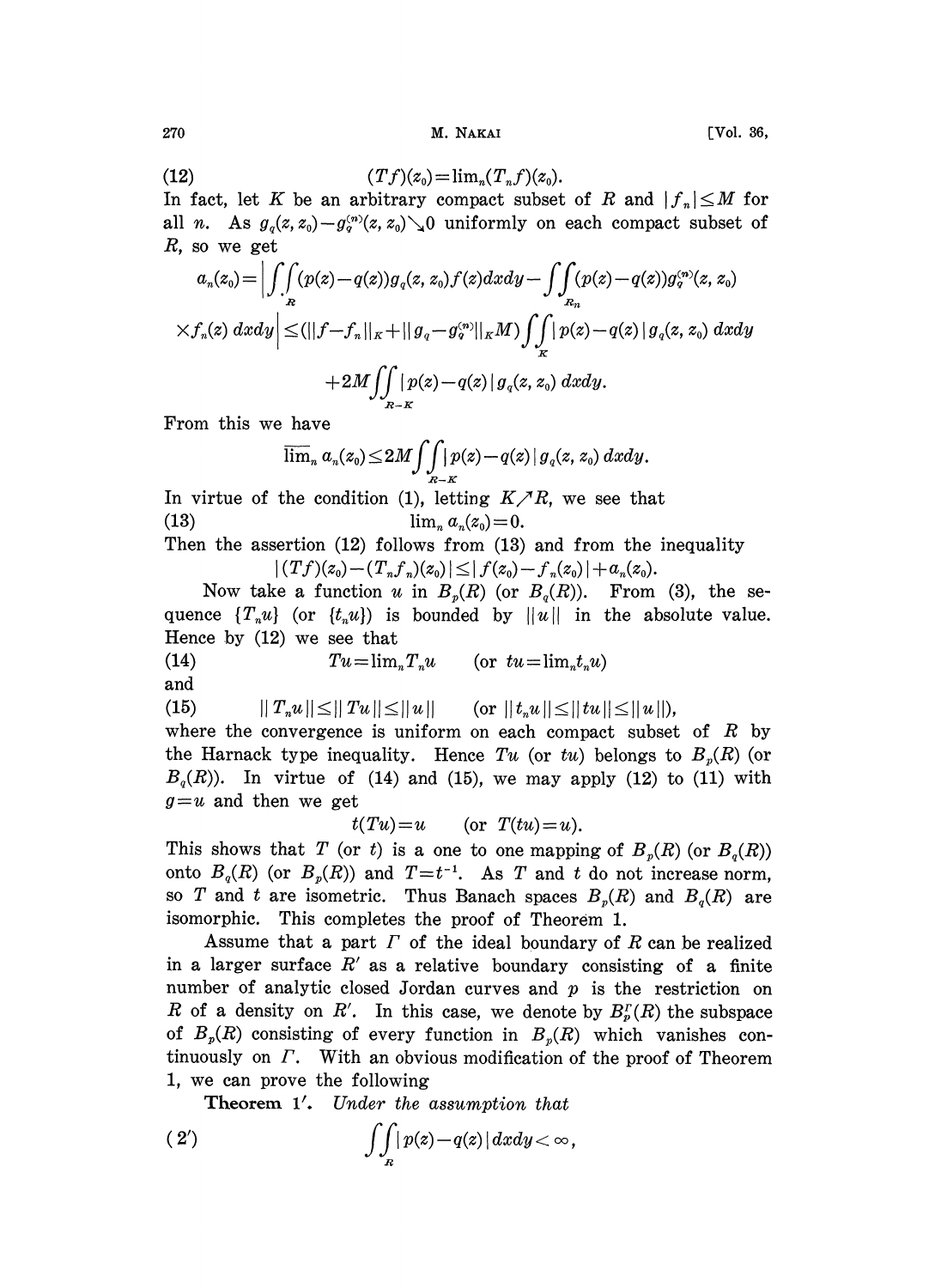$$(12) \qquad (Tf)(z_0)=\lim_n(T_nf)(z_0).$$

In fact, let $K$ be an arbitrary compact subset of $R$ and $|f_n|\leq M$ for all $n$. As $g_q(z,z_0)-g_q^{(n)}(z,z_0)\searrow 0$ uniformly on each compact subset of $R$, so we get

$$a_n(z_0)=\left|\iint_R(p(z)-q(z))g_q(z,z_0)f(z)dxdy-\iint_{R_n}(p(z)-q(z))g_q^{(n)}(z,z_0)\times f_n(z)\,dxdy\right|\leq(\|f-f_n\|_K+\|g_q-g_q^{(n)}\|_K M)\iint_K|p(z)-q(z)|g_q(z,z_0)\,dxdy$$

$$+2M\iint_{R-K}|p(z)-q(z)|g_q(z,z_0)\,dxdy.$$

From this we have

$$\overline{\lim}_n\, a_n(z_0)\leq 2M\iint_{R-K}|p(z)-q(z)|g_q(z,z_0)\,dxdy.$$

In virtue of the condition (1), letting $K\nearrow R$, we see that

$$(13) \qquad \lim_n a_n(z_0)=0.$$

Then the assertion (12) follows from (13) and from the inequality

$$|(Tf)(z_0)-(T_nf_n)(z_0)|\leq|f(z_0)-f_n(z_0)|+a_n(z_0).$$

Now take a function $u$ in $B_p(R)$ (or $B_q(R)$). From (3), the sequence $\{T_nu\}$ (or $\{t_nu\}$) is bounded by $\|u\|$ in the absolute value. Hence by (12) we see that

$$(14) \qquad Tu=\lim_nT_nu \qquad (\text{or } tu=\lim_nt_nu)$$

and

$$(15) \qquad \|T_nu\|\leq\|Tu\|\leq\|u\| \qquad (\text{or } \|t_nu\|\leq\|tu\|\leq\|u\|),$$

where the convergence is uniform on each compact subset of $R$ by the Harnack type inequality. Hence $Tu$ (or $tu$) belongs to $B_p(R)$ (or $B_q(R)$). In virtue of (14) and (15), we may apply (12) to (11) with $g=u$ and then we get

$$t(Tu)=u \qquad (\text{or } T(tu)=u).$$

This shows that $T$ (or $t$) is a one to one mapping of $B_p(R)$ (or $B_q(R)$) onto $B_q(R)$ (or $B_p(R)$) and $T=t^{-1}$. As $T$ and $t$ do not increase norm, so $T$ and $t$ are isometric. Thus Banach spaces $B_p(R)$ and $B_q(R)$ are isomorphic. This completes the proof of Theorem 1.

Assume that a part $\Gamma$ of the ideal boundary of $R$ can be realized in a larger surface $R'$ as a relative boundary consisting of a finite number of analytic closed Jordan curves and $p$ is the restriction on $R$ of a density on $R'$. In this case, we denote by $B_p^\Gamma(R)$ the subspace of $B_p(R)$ consisting of every function in $B_p(R)$ which vanishes continuously on $\Gamma$. With an obvious modification of the proof of Theorem 1, we can prove the following

**Theorem 1′.** *Under the assumption that*

$$(2') \qquad \iint_R|p(z)-q(z)|\,dxdy<\infty,$$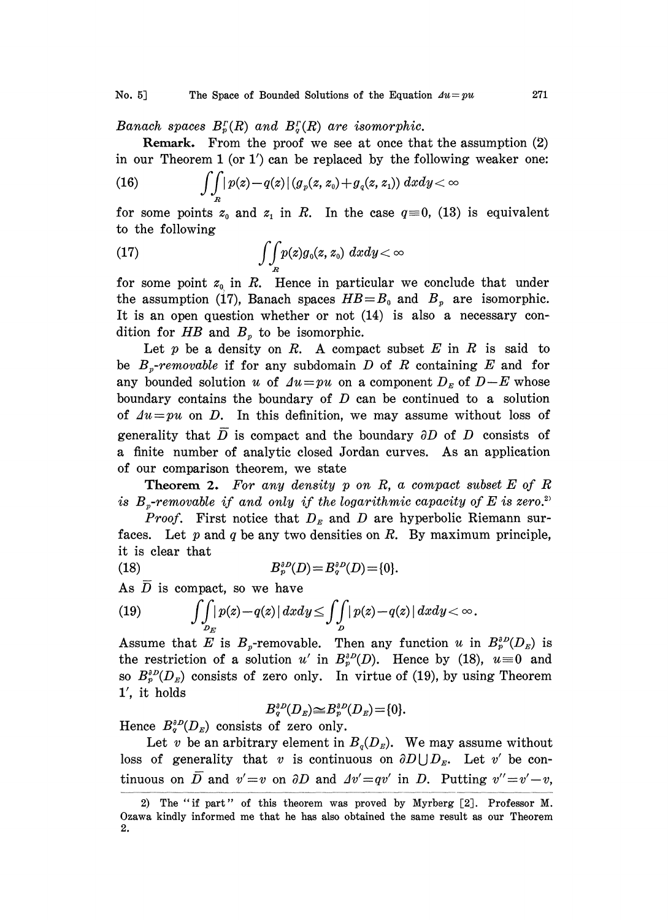*Banach spaces $B^{\Gamma}_p(R)$ and $B^{\Gamma}_q(R)$ are isomorphic.*

**Remark.** From the proof we see at once that the assumption (2) in our Theorem 1 (or 1′) can be replaced by the following weaker one:

$$\iint_R |p(z)-q(z)|\,(g_p(z, z_0)+g_q(z, z_1))\,dxdy<\infty \tag{16}$$

for some points $z_0$ and $z_1$ in $R$. In the case $q\equiv 0$, (13) is equivalent to the following

$$\iint_R p(z)g_0(z, z_0)\,dxdy<\infty \tag{17}$$

for some point $z_0$ in $R$. Hence in particular we conclude that under the assumption (17), Banach spaces $HB=B_0$ and $B_p$ are isomorphic. It is an open question whether or not (14) is also a necessary condition for $HB$ and $B_p$ to be isomorphic.

Let $p$ be a density on $R$. A compact subset $E$ in $R$ is said to be *$B_p$-removable* if for any subdomain $D$ of $R$ containing $E$ and for any bounded solution $u$ of $\Delta u=pu$ on a component $D_E$ of $D-E$ whose boundary contains the boundary of $D$ can be continued to a solution of $\Delta u=pu$ on $D$. In this definition, we may assume without loss of generality that $\bar{D}$ is compact and the boundary $\partial D$ of $D$ consists of a finite number of analytic closed Jordan curves. As an application of our comparison theorem, we state

**Theorem 2.** *For any density $p$ on $R$, a compact subset $E$ of $R$ is $B_p$-removable if and only if the logarithmic capacity of $E$ is zero.*[2]

*Proof.* First notice that $D_E$ and $D$ are hyperbolic Riemann surfaces. Let $p$ and $q$ be any two densities on $R$. By maximum principle, it is clear that

$$B^{\partial D}_p(D)=B^{\partial D}_q(D)=\{0\}. \tag{18}$$

As $\bar{D}$ is compact, so we have

$$\iint_{D_E}|p(z)-q(z)|\,dxdy\leq\iint_D|p(z)-q(z)|\,dxdy<\infty. \tag{19}$$

Assume that $E$ is $B_p$-removable. Then any function $u$ in $B^{\partial D}_p(D_E)$ is the restriction of a solution $u'$ in $B^{\partial D}_p(D)$. Hence by (18), $u\equiv 0$ and so $B^{\partial D}_p(D_E)$ consists of zero only. In virtue of (19), by using Theorem 1′, it holds

$$B^{\partial D}_q(D_E)\cong B^{\partial D}_p(D_E)=\{0\}.$$

Hence $B^{\partial D}_q(D_E)$ consists of zero only.

Let $v$ be an arbitrary element in $B_q(D_E)$. We may assume without loss of generality that $v$ is continuous on $\partial D\cup D_E$. Let $v'$ be continuous on $\bar{D}$ and $v'=v$ on $\partial D$ and $\Delta v'=qv'$ in $D$. Putting $v''=v'-v$,

---

2) The "if part" of this theorem was proved by Myrberg [2]. Professor M. Ozawa kindly informed me that he has also obtained the same result as our Theorem 2.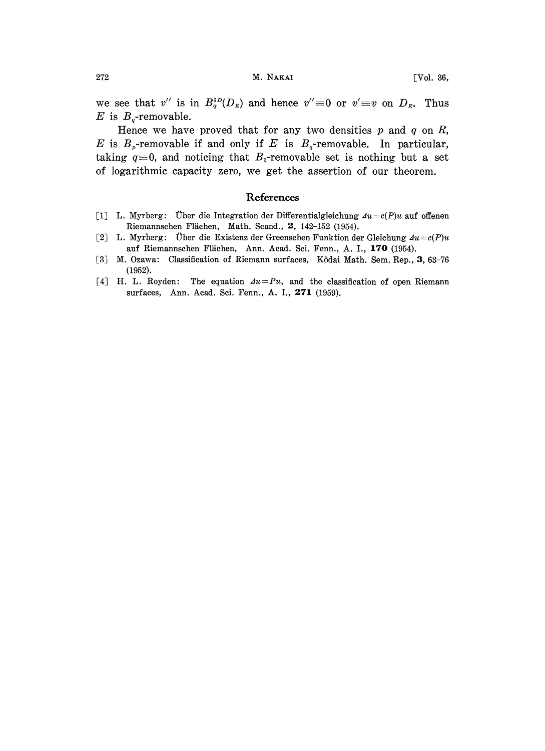we see that $v''$ is in $B_q^{\partial D}(D_E)$ and hence $v''\equiv 0$ or $v'\equiv v$ on $D_E$. Thus $E$ is $B_q$-removable.

Hence we have proved that for any two densities $p$ and $q$ on $R$, $E$ is $B_p$-removable if and only if $E$ is $B_q$-removable. In particular, taking $q\equiv 0$, and noticing that $B_0$-removable set is nothing but a set of logarithmic capacity zero, we get the assertion of our theorem.

## References

[1] L. Myrberg: Über die Integration der Differentialgleichung $\Delta u=c(P)u$ auf offenen Riemannschen Flächen, Math. Scand., **2**, 142–152 (1954).

[2] L. Myrberg: Über die Existenz der Greenschen Funktion der Gleichung $\Delta u=c(P)u$ auf Riemannschen Flächen, Ann. Acad. Sci. Fenn., A. I., **170** (1954).

[3] M. Ozawa: Classification of Riemann surfaces, Kôdai Math. Sem. Rep., **3**, 63–76 (1952).

[4] H. L. Royden: The equation $\Delta u=Pu$, and the classification of open Riemann surfaces, Ann. Acad. Sci. Fenn., A. I., **271** (1959).